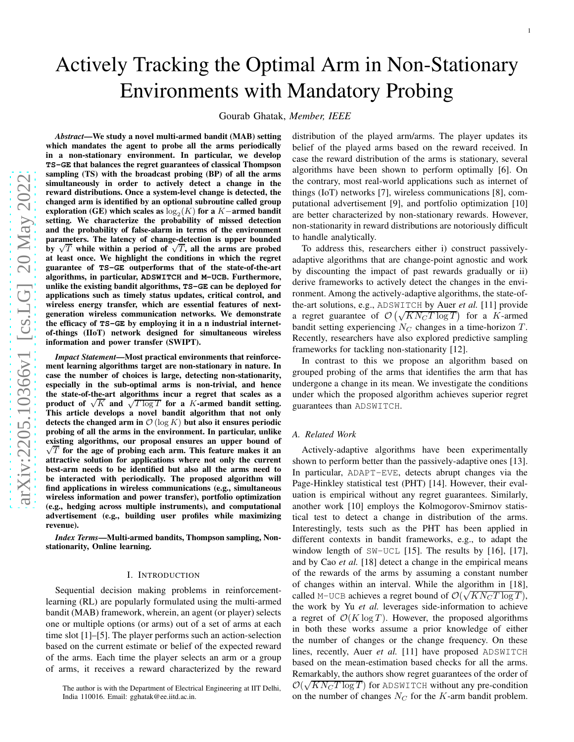# Actively Tracking the Optimal Arm in Non-Stationary Environments with Mandatory Probing

Gourab Ghatak, *Member, IEEE*

***Abstract*—We study a novel multi-armed bandit (MAB) setting which mandates the agent to probe all the arms periodically in a non-stationary environment. In particular, we develop `TS-GE` that balances the regret guarantees of classical Thompson sampling (TS) with the broadcast probing (BP) of all the arms simultaneously in order to actively detect a change in the reward distributions. Once a system-level change is detected, the changed arm is identified by an optional subroutine called group exploration (GE) which scales as $\log_2(K)$ for a $K-$armed bandit setting. We characterize the probability of missed detection and the probability of false-alarm in terms of the environment parameters. The latency of change-detection is upper bounded by $\sqrt{T}$ while within a period of $\sqrt{T}$, all the arms are probed at least once. We highlight the conditions in which the regret guarantee of `TS-GE` outperforms that of the state-of-the-art algorithms, in particular, `ADSWITCH` and `M-UCB`. Furthermore, unlike the existing bandit algorithms, `TS-GE` can be deployed for applications such as timely status updates, critical control, and wireless energy transfer, which are essential features of next-generation wireless communication networks. We demonstrate the efficacy of `TS-GE` by employing it in a n industrial internet-of-things (IIoT) network designed for simultaneous wireless information and power transfer (SWIPT).**

***Impact Statement*—Most practical environments that reinforcement learning algorithms target are non-stationary in nature. In case the number of choices is large, detecting non-stationarity, especially in the sub-optimal arms is non-trivial, and hence the state-of-the-art algorithms incur a regret that scales as a product of $\sqrt{K}$ and $\sqrt{T \log T}$ for a $K$-armed bandit setting. This article develops a novel bandit algorithm that not only detects the changed arm in $\mathcal{O}(\log K)$ but also it ensures periodic probing of all the arms in the environment. In particular, unlike existing algorithms, our proposal ensures an upper bound of $\sqrt{T}$ for the age of probing each arm. This feature makes it an attractive solution for applications where not only the current best-arm needs to be identified but also all the arms need to be interacted with periodically. The proposed algorithm will find applications in wireless communications (e.g., simultaneous wireless information and power transfer), portfolio optimization (e.g., hedging across multiple instruments), and computational advertisement (e.g., building user profiles while maximizing revenue).**

***Index Terms*—Multi-armed bandits, Thompson sampling, Non-stationarity, Online learning.**

## I. Introduction

Sequential decision making problems in reinforcement-learning (RL) are popularly formulated using the multi-armed bandit (MAB) framework, wherein, an agent (or player) selects one or multiple options (or arms) out of a set of arms at each time slot [1]–[5]. The player performs such an action-selection based on the current estimate or belief of the expected reward of the arms. Each time the player selects an arm or a group of arms, it receives a reward characterized by the reward distribution of the played arm/arms. The player updates its belief of the played arms based on the reward received. In case the reward distribution of the arms is stationary, several algorithms have been shown to perform optimally [6]. On the contrary, most real-world applications such as internet of things (IoT) networks [7], wireless communications [8], computational advertisement [9], and portfolio optimization [10] are better characterized by non-stationary rewards. However, non-stationarity in reward distributions are notoriously difficult to handle analytically.

To address this, researchers either i) construct passively-adaptive algorithms that are change-point agnostic and work by discounting the impact of past rewards gradually or ii) derive frameworks to actively detect the changes in the environment. Among the actively-adaptive algorithms, the state-of-the-art solutions, e.g., `ADSWITCH` by Auer *et al.* [11] provide a regret guarantee of $\mathcal{O}\left(\sqrt{KN_C T \log T}\right)$ for a $K$-armed bandit setting experiencing $N_C$ changes in a time-horizon $T$. Recently, researchers have also explored predictive sampling frameworks for tackling non-stationarity [12].

In contrast to this we propose an algorithm based on grouped probing of the arms that identifies the arm that has undergone a change in its mean. We investigate the conditions under which the proposed algorithm achieves superior regret guarantees than `ADSWITCH`.

### A. Related Work

Actively-adaptive algorithms have been experimentally shown to perform better than the passively-adaptive ones [13]. In particular, `ADAPT-EVE`, detects abrupt changes via the Page-Hinkley statistical test (PHT) [14]. However, their evaluation is empirical without any regret guarantees. Similarly, another work [10] employs the Kolmogorov-Smirnov statistical test to detect a change in distribution of the arms. Interestingly, tests such as the PHT have been applied in different contexts in bandit frameworks, e.g., to adapt the window length of `SW-UCL` [15]. The results by [16], [17], and by Cao *et al.* [18] detect a change in the empirical means of the rewards of the arms by assuming a constant number of changes within an interval. While the algorithm in [18], called `M-UCB` achieves a regret bound of $\mathcal{O}(\sqrt{KN_C T \log T})$, the work by Yu *et al.* leverages side-information to achieve a regret of $\mathcal{O}(K \log T)$. However, the proposed algorithms in both these works assume a prior knowledge of either the number of changes or the change frequency. On these lines, recently, Auer *et al.* [11] have proposed `ADSWITCH` based on the mean-estimation based checks for all the arms. Remarkably, the authors show regret guarantees of the order of $\mathcal{O}(\sqrt{KN_C T \log T})$ for `ADSWITCH` without any pre-condition on the number of changes $N_C$ for the $K$-arm bandit problem.

The author is with the Department of Electrical Engineering at IIT Delhi, India 110016. Email: gghatak@ee.iitd.ac.in.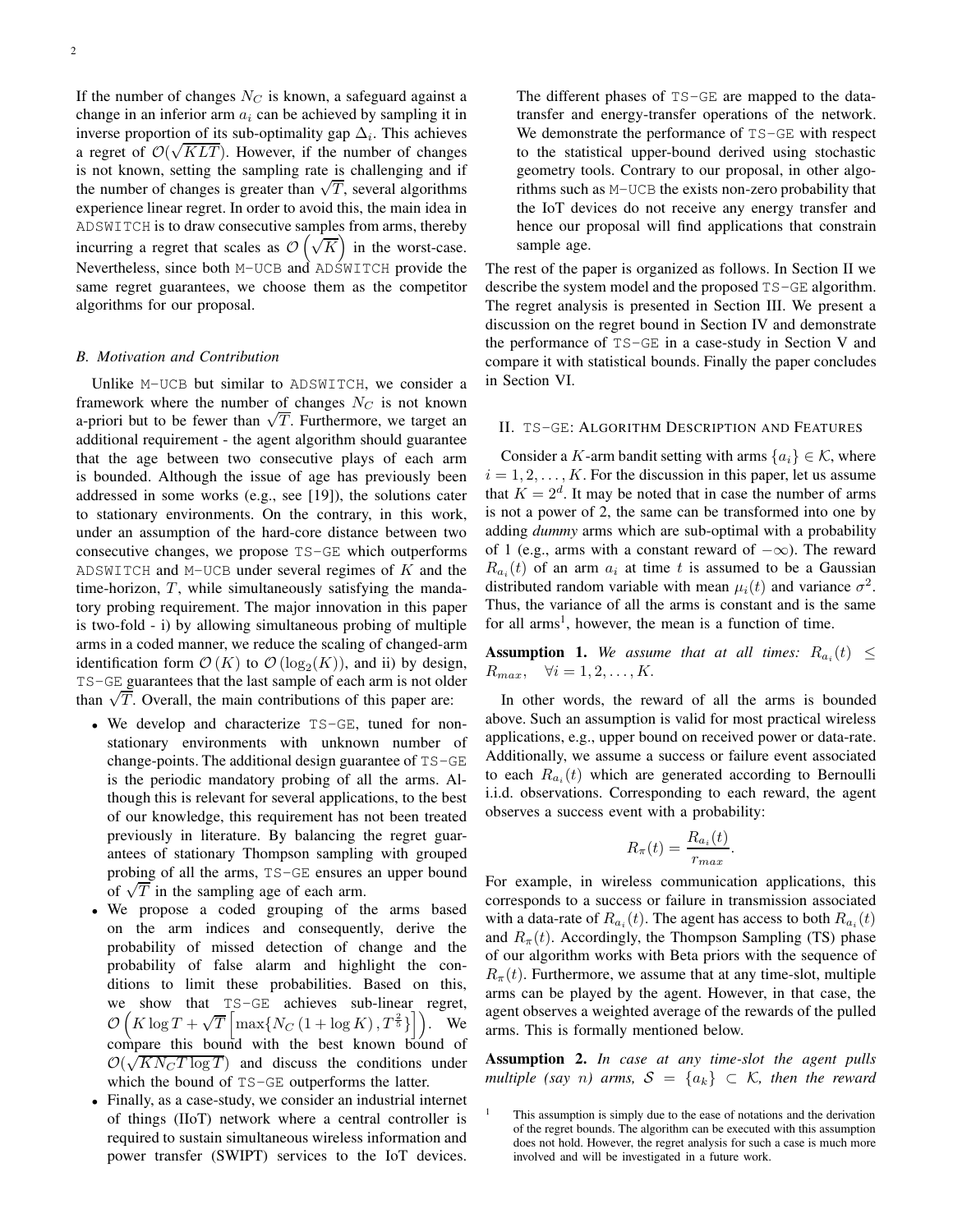If the number of changes $N_C$ is known, a safeguard against a change in an inferior arm $a_i$ can be achieved by sampling it in inverse proportion of its sub-optimality gap $\Delta_i$. This achieves a regret of $\mathcal{O}(\sqrt{KLT})$. However, if the number of changes is not known, setting the sampling rate is challenging and if the number of changes is greater than $\sqrt{T}$, several algorithms experience linear regret. In order to avoid this, the main idea in ADSWITCH is to draw consecutive samples from arms, thereby incurring a regret that scales as $\mathcal{O}\left(\sqrt{K}\right)$ in the worst-case. Nevertheless, since both M-UCB and ADSWITCH provide the same regret guarantees, we choose them as the competitor algorithms for our proposal.

### B. Motivation and Contribution

Unlike M-UCB but similar to ADSWITCH, we consider a framework where the number of changes $N_C$ is not known a-priori but to be fewer than $\sqrt{T}$. Furthermore, we target an additional requirement - the agent algorithm should guarantee that the age between two consecutive plays of each arm is bounded. Although the issue of age has previously been addressed in some works (e.g., see [19]), the solutions cater to stationary environments. On the contrary, in this work, under an assumption of the hard-core distance between two consecutive changes, we propose TS-GE which outperforms ADSWITCH and M-UCB under several regimes of $K$ and the time-horizon, $T$, while simultaneously satisfying the mandatory probing requirement. The major innovation in this paper is two-fold - i) by allowing simultaneous probing of multiple arms in a coded manner, we reduce the scaling of changed-arm identification form $\mathcal{O}\left(K\right)$ to $\mathcal{O}\left(\log_2(K)\right)$, and ii) by design, TS-GE guarantees that the last sample of each arm is not older than $\sqrt{T}$. Overall, the main contributions of this paper are:

- We develop and characterize TS-GE, tuned for non-stationary environments with unknown number of change-points. The additional design guarantee of TS-GE is the periodic mandatory probing of all the arms. Although this is relevant for several applications, to the best of our knowledge, this requirement has not been treated previously in literature. By balancing the regret guarantees of stationary Thompson sampling with grouped probing of all the arms, TS-GE ensures an upper bound of $\sqrt{T}$ in the sampling age of each arm.
- We propose a coded grouping of the arms based on the arm indices and consequently, derive the probability of missed detection of change and the probability of false alarm and highlight the conditions to limit these probabilities. Based on this, we show that TS-GE achieves sub-linear regret, $\mathcal{O}\left(K\log T + \sqrt{T}\left[\max\{N_C\left(1+\log K\right), T^{\frac{2}{5}}\}\right]\right)$. We compare this bound with the best known bound of $\mathcal{O}(\sqrt{KN_C T\log T})$ and discuss the conditions under which the bound of TS-GE outperforms the latter.
- Finally, as a case-study, we consider an industrial internet of things (IIoT) network where a central controller is required to sustain simultaneous wireless information and power transfer (SWIPT) services to the IoT devices. The different phases of TS-GE are mapped to the data-transfer and energy-transfer operations of the network. We demonstrate the performance of TS-GE with respect to the statistical upper-bound derived using stochastic geometry tools. Contrary to our proposal, in other algorithms such as M-UCB the exists non-zero probability that the IoT devices do not receive any energy transfer and hence our proposal will find applications that constrain sample age.

The rest of the paper is organized as follows. In Section II we describe the system model and the proposed TS-GE algorithm. The regret analysis is presented in Section III. We present a discussion on the regret bound in Section IV and demonstrate the performance of TS-GE in a case-study in Section V and compare it with statistical bounds. Finally the paper concludes in Section VI.

## II. TS-GE: Algorithm Description and Features

Consider a $K$-arm bandit setting with arms $\{a_i\} \in \mathcal{K}$, where $i = 1, 2, \ldots, K$. For the discussion in this paper, let us assume that $K = 2^d$. It may be noted that in case the number of arms is not a power of 2, the same can be transformed into one by adding *dummy* arms which are sub-optimal with a probability of 1 (e.g., arms with a constant reward of $-\infty$). The reward $R_{a_i}(t)$ of an arm $a_i$ at time $t$ is assumed to be a Gaussian distributed random variable with mean $\mu_i(t)$ and variance $\sigma^2$. Thus, the variance of all the arms is constant and is the same for all arms[1], however, the mean is a function of time.

**Assumption 1.** *We assume that at all times: $R_{a_i}(t) \leq R_{max}, \quad \forall i = 1, 2, \ldots, K$.*

In other words, the reward of all the arms is bounded above. Such an assumption is valid for most practical wireless applications, e.g., upper bound on received power or data-rate. Additionally, we assume a success or failure event associated to each $R_{a_i}(t)$ which are generated according to Bernoulli i.i.d. observations. Corresponding to each reward, the agent observes a success event with a probability:

$$R_\pi(t) = \frac{R_{a_i}(t)}{r_{max}}.$$

For example, in wireless communication applications, this corresponds to a success or failure in transmission associated with a data-rate of $R_{a_i}(t)$. The agent has access to both $R_{a_i}(t)$ and $R_\pi(t)$. Accordingly, the Thompson Sampling (TS) phase of our algorithm works with Beta priors with the sequence of $R_\pi(t)$. Furthermore, we assume that at any time-slot, multiple arms can be played by the agent. However, in that case, the agent observes a weighted average of the rewards of the pulled arms. This is formally mentioned below.

**Assumption 2.** *In case at any time-slot the agent pulls multiple (say $n$) arms, $\mathcal{S} = \{a_k\} \subset \mathcal{K}$, then the reward*

[1] This assumption is simply due to the ease of notations and the derivation of the regret bounds. The algorithm can be executed with this assumption does not hold. However, the regret analysis for such a case is much more involved and will be investigated in a future work.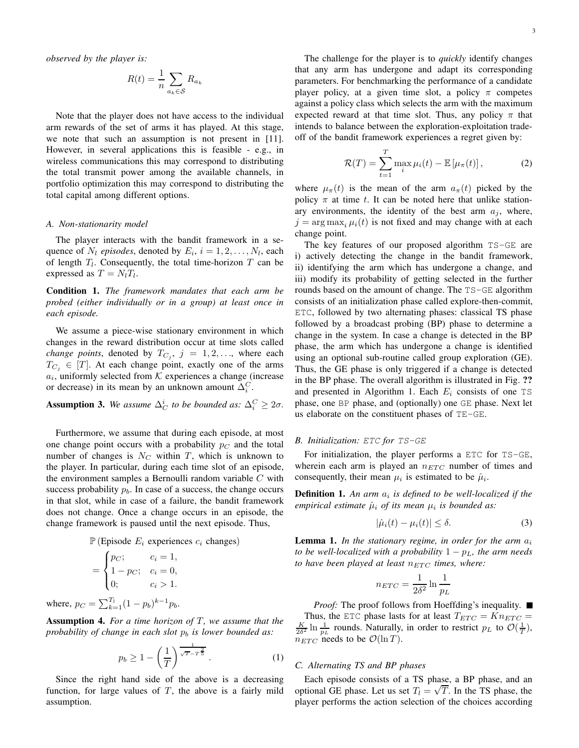*observed by the player is:*

$$R(t) = \frac{1}{n}\sum_{a_k \in \mathcal{S}} R_{a_k}$$

Note that the player does not have access to the individual arm rewards of the set of arms it has played. At this stage, we note that such an assumption is not present in [11]. However, in several applications this is feasible - e.g., in wireless communications this may correspond to distributing the total transmit power among the available channels, in portfolio optimization this may correspond to distributing the total capital among different options.

### A. Non-stationarity model

The player interacts with the bandit framework in a sequence of $N_l$ *episodes*, denoted by $E_i$, $i = 1, 2, \ldots, N_l$, each of length $T_l$. Consequently, the total time-horizon $T$ can be expressed as $T = N_l T_l$.

**Condition 1.** *The framework mandates that each arm be probed (either individually or in a group) at least once in each episode.*

We assume a piece-wise stationary environment in which changes in the reward distribution occur at time slots called *change points*, denoted by $T_{C_j}$, $j = 1, 2, \ldots$, where each $T_{C_j} \in [T]$. At each change point, exactly one of the arms $a_i$, uniformly selected from $\mathcal{K}$ experiences a change (increase or decrease) in its mean by an unknown amount $\Delta_i^C$.

**Assumption 3.** *We assume $\Delta_C^i$ to be bounded as: $\Delta_i^C \geq 2\sigma$.*

Furthermore, we assume that during each episode, at most one change point occurs with a probability $p_C$ and the total number of changes is $N_C$ within $T$, which is unknown to the player. In particular, during each time slot of an episode, the environment samples a Bernoulli random variable $C$ with success probability $p_b$. In case of a success, the change occurs in that slot, while in case of a failure, the bandit framework does not change. Once a change occurs in an episode, the change framework is paused until the next episode. Thus,

$$\mathbb{P}\left(\text{Episode } E_i \text{ experiences } c_i \text{ changes}\right) = \begin{cases} p_C; & c_i = 1, \\ 1 - p_C; & c_i = 0, \\ 0; & c_i > 1. \end{cases}$$

where, $p_C = \sum_{k=1}^{T_l} (1 - p_b)^{k-1} p_b$.

**Assumption 4.** *For a time horizon of $T$, we assume that the probability of change in each slot $p_b$ is lower bounded as:*

$$p_b \geq 1 - \left(\frac{1}{T}\right)^{\frac{1}{\sqrt{T} - T^{\frac{2}{5}}}}. \tag{1}$$

Since the right hand side of the above is a decreasing function, for large values of $T$, the above is a fairly mild assumption.

The challenge for the player is to *quickly* identify changes that any arm has undergone and adapt its corresponding parameters. For benchmarking the performance of a candidate player policy, at a given time slot, a policy $\pi$ competes against a policy class which selects the arm with the maximum expected reward at that time slot. Thus, any policy $\pi$ that intends to balance between the exploration-exploitation trade-off of the bandit framework experiences a regret given by:

$$\mathcal{R}(T) = \sum_{t=1}^{T} \max_i \mu_i(t) - \mathbb{E}\left[\mu_\pi(t)\right], \tag{2}$$

where $\mu_\pi(t)$ is the mean of the arm $a_\pi(t)$ picked by the policy $\pi$ at time $t$. It can be noted here that unlike stationary environments, the identity of the best arm $a_j$, where, $j = \arg\max_i \mu_i(t)$ is not fixed and may change with at each change point.

The key features of our proposed algorithm `TS-GE` are i) actively detecting the change in the bandit framework, ii) identifying the arm which has undergone a change, and iii) modify its probability of getting selected in the further rounds based on the amount of change. The `TS-GE` algorithm consists of an initialization phase called explore-then-commit, `ETC`, followed by two alternating phases: classical TS phase followed by a broadcast probing (BP) phase to determine a change in the system. In case a change is detected in the BP phase, the arm which has undergone a change is identified using an optional sub-routine called group exploration (GE). Thus, the GE phase is only triggered if a change is detected in the BP phase. The overall algorithm is illustrated in Fig. **??** and presented in Algorithm 1. Each $E_i$ consists of one `TS` phase, one `BP` phase, and (optionally) one `GE` phase. Next let us elaborate on the constituent phases of `TE-GE`.

### B. Initialization: `ETC` for `TS-GE`

For initialization, the player performs a `ETC` for `TS-GE`, wherein each arm is played an $n_{ETC}$ number of times and consequently, their mean $\mu_i$ is estimated to be $\hat{\mu}_i$.

**Definition 1.** *An arm $a_i$ is defined to be well-localized if the empirical estimate $\hat{\mu}_i$ of its mean $\mu_i$ is bounded as:*

$$|\hat{\mu}_i(t) - \mu_i(t)| \leq \delta. \tag{3}$$

**Lemma 1.** *In the stationary regime, in order for the arm $a_i$ to be well-localized with a probability $1 - p_L$, the arm needs to have been played at least $n_{ETC}$ times, where:*

$$n_{ETC} = \frac{1}{2\delta^2} \ln \frac{1}{p_L}$$

*Proof:* The proof follows from Hoeffding's inequality. ■

Thus, the `ETC` phase lasts for at least $T_{ETC} = K n_{ETC} = \frac{K}{2\delta^2} \ln \frac{1}{p_L}$ rounds. Naturally, in order to restrict $p_L$ to $\mathcal{O}(\frac{1}{T})$, $n_{ETC}$ needs to be $\mathcal{O}(\ln T)$.

### C. Alternating TS and BP phases

Each episode consists of a TS phase, a BP phase, and an optional GE phase. Let us set $T_l = \sqrt{T}$. In the TS phase, the player performs the action selection of the choices according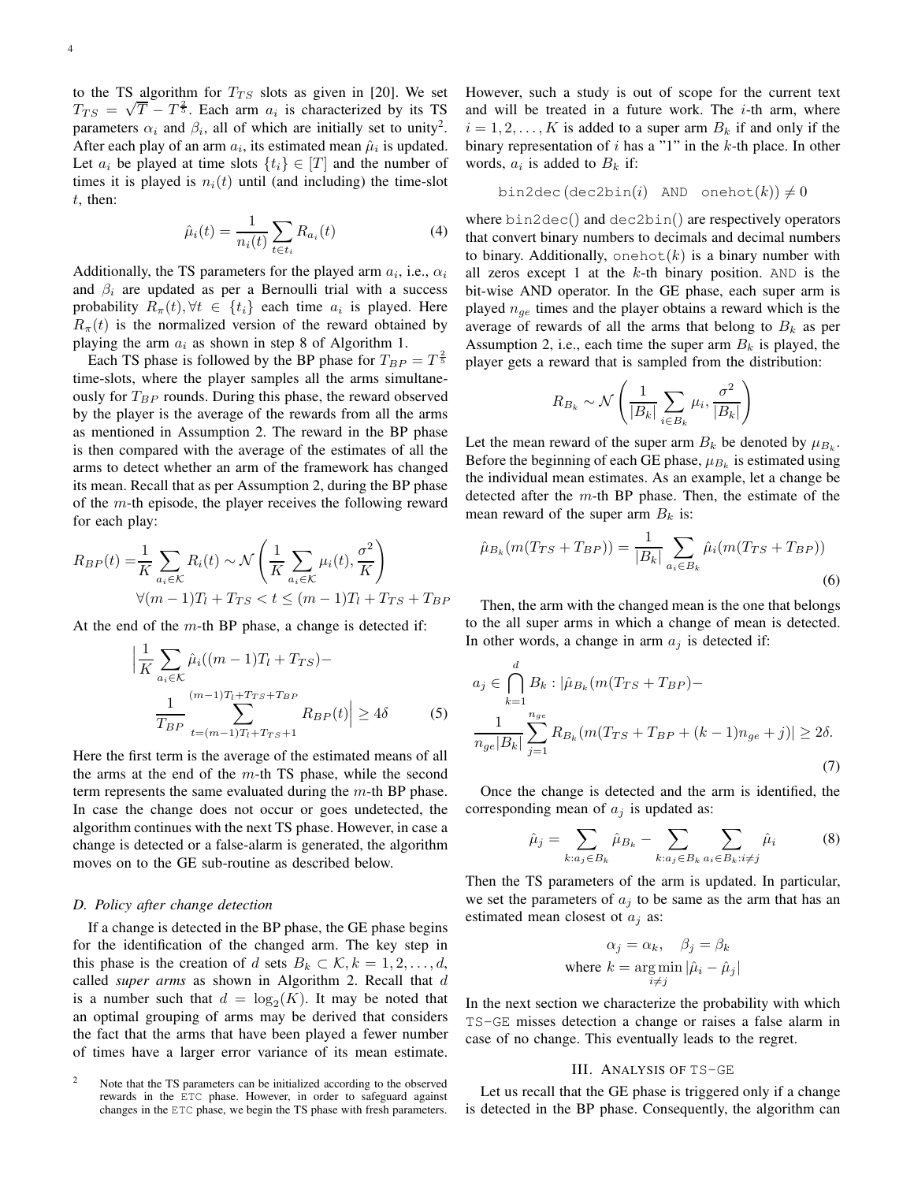to the TS algorithm for $T_{TS}$ slots as given in [20]. We set $T_{TS} = \sqrt{T} - T^{\frac{2}{5}}$. Each arm $a_i$ is characterized by its TS parameters $\alpha_i$ and $\beta_i$, all of which are initially set to unity[2]. After each play of an arm $a_i$, its estimated mean $\hat{\mu}_i$ is updated. Let $a_i$ be played at time slots $\{t_i\} \in [T]$ and the number of times it is played is $n_i(t)$ until (and including) the time-slot $t$, then:

$$\hat{\mu}_i(t) = \frac{1}{n_i(t)} \sum_{t \in t_i} R_{a_i}(t) \tag{4}$$

Additionally, the TS parameters for the played arm $a_i$, i.e., $\alpha_i$ and $\beta_i$ are updated as per a Bernoulli trial with a success probability $R_\pi(t), \forall t \in \{t_i\}$ each time $a_i$ is played. Here $R_\pi(t)$ is the normalized version of the reward obtained by playing the arm $a_i$ as shown in step 8 of Algorithm 1.

Each TS phase is followed by the BP phase for $T_{BP} = T^{\frac{2}{5}}$ time-slots, where the player samples all the arms simultaneously for $T_{BP}$ rounds. During this phase, the reward observed by the player is the average of the rewards from all the arms as mentioned in Assumption 2. The reward in the BP phase is then compared with the average of the estimates of all the arms to detect whether an arm of the framework has changed its mean. Recall that as per Assumption 2, during the BP phase of the $m$-th episode, the player receives the following reward for each play:

$$R_{BP}(t) = \frac{1}{K} \sum_{a_i \in \mathcal{K}} R_i(t) \sim \mathcal{N}\left(\frac{1}{K} \sum_{a_i \in \mathcal{K}} \mu_i(t), \frac{\sigma^2}{K}\right)$$
$$\forall (m-1)T_l + T_{TS} < t \leq (m-1)T_l + T_{TS} + T_{BP}$$

At the end of the $m$-th BP phase, a change is detected if:

$$\Big| \frac{1}{K} \sum_{a_i \in \mathcal{K}} \hat{\mu}_i((m-1)T_l + T_{TS}) - \frac{1}{T_{BP}} \sum_{t=(m-1)T_l+T_{TS}+1}^{(m-1)T_l+T_{TS}+T_{BP}} R_{BP}(t) \Big| \geq 4\delta \tag{5}$$

Here the first term is the average of the estimated means of all the arms at the end of the $m$-th TS phase, while the second term represents the same evaluated during the $m$-th BP phase. In case the change does not occur or goes undetected, the algorithm continues with the next TS phase. However, in case a change is detected or a false-alarm is generated, the algorithm moves on to the GE sub-routine as described below.

### D. Policy after change detection

If a change is detected in the BP phase, the GE phase begins for the identification of the changed arm. The key step in this phase is the creation of $d$ sets $B_k \subset \mathcal{K}, k = 1, 2, \ldots, d$, called *super arms* as shown in Algorithm 2. Recall that $d$ is a number such that $d = \log_2(K)$. It may be noted that an optimal grouping of arms may be derived that considers the fact that the arms that have been played a fewer number of times have a larger error variance of its mean estimate. However, such a study is out of scope for the current text and will be treated in a future work. The $i$-th arm, where $i = 1, 2, \ldots, K$ is added to a super arm $B_k$ if and only if the binary representation of $i$ has a "1" in the $k$-th place. In other words, $a_i$ is added to $B_k$ if:

$$\texttt{bin2dec}(\texttt{dec2bin}(i) \;\; \texttt{AND} \;\; \texttt{onehot}(k)) \neq 0$$

where bin2dec() and dec2bin() are respectively operators that convert binary numbers to decimals and decimal numbers to binary. Additionally, onehot($k$) is a binary number with all zeros except 1 at the $k$-th binary position. AND is the bit-wise AND operator. In the GE phase, each super arm is played $n_{ge}$ times and the player obtains a reward which is the average of rewards of all the arms that belong to $B_k$ as per Assumption 2, i.e., each time the super arm $B_k$ is played, the player gets a reward that is sampled from the distribution:

$$R_{B_k} \sim \mathcal{N}\left(\frac{1}{|B_k|} \sum_{i \in B_k} \mu_i, \frac{\sigma^2}{|B_k|}\right)$$

Let the mean reward of the super arm $B_k$ be denoted by $\mu_{B_k}$. Before the beginning of each GE phase, $\mu_{B_k}$ is estimated using the individual mean estimates. As an example, let a change be detected after the $m$-th BP phase. Then, the estimate of the mean reward of the super arm $B_k$ is:

$$\hat{\mu}_{B_k}(m(T_{TS} + T_{BP})) = \frac{1}{|B_k|} \sum_{a_i \in B_k} \hat{\mu}_i(m(T_{TS} + T_{BP})) \tag{6}$$

Then, the arm with the changed mean is the one that belongs to the all super arms in which a change of mean is detected. In other words, a change in arm $a_j$ is detected if:

$$a_j \in \bigcap_{k=1}^{d} B_k : |\hat{\mu}_{B_k}(m(T_{TS} + T_{BP}) - \frac{1}{n_{ge}|B_k|} \sum_{j=1}^{n_{ge}} R_{B_k}(m(T_{TS} + T_{BP} + (k-1)n_{ge} + j)| \geq 2\delta. \tag{7}$$

Once the change is detected and the arm is identified, the corresponding mean of $a_j$ is updated as:

$$\hat{\mu}_j = \sum_{k: a_j \in B_k} \hat{\mu}_{B_k} - \sum_{k: a_j \in B_k} \sum_{a_i \in B_k : i \neq j} \hat{\mu}_i \tag{8}$$

Then the TS parameters of the arm is updated. In particular, we set the parameters of $a_j$ to be same as the arm that has an estimated mean closest ot $a_j$ as:

$$\alpha_j = \alpha_k, \quad \beta_j = \beta_k$$
$$\text{where } k = \arg\min_{i \neq j} |\hat{\mu}_i - \hat{\mu}_j|$$

In the next section we characterize the probability with which TS-GE misses detection a change or raises a false alarm in case of no change. This eventually leads to the regret.

## III. Analysis of TS-GE

Let us recall that the GE phase is triggered only if a change is detected in the BP phase. Consequently, the algorithm can

[2] Note that the TS parameters can be initialized according to the observed rewards in the ETC phase. However, in order to safeguard against changes in the ETC phase, we begin the TS phase with fresh parameters.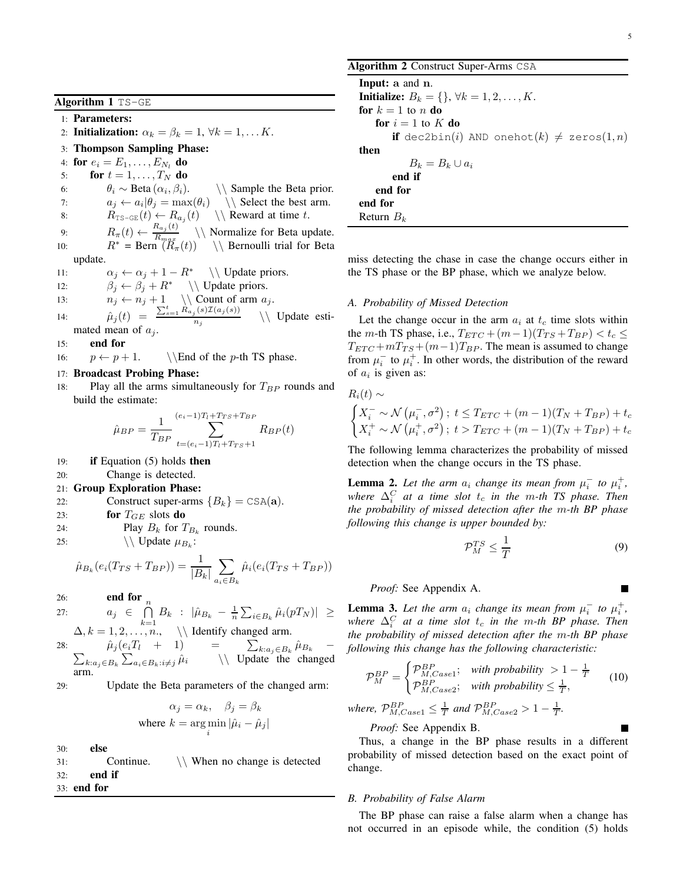**Algorithm 1** TS-GE

1: **Parameters:**
2: **Initialization:** $\alpha_k = \beta_k = 1, \forall k = 1, \ldots K$.
3: **Thompson Sampling Phase:**
4: **for** $e_i = E_1, \ldots, E_{N_l}$ **do**
5: &nbsp;&nbsp;&nbsp;&nbsp;**for** $t = 1, \ldots, T_N$ **do**
6: &nbsp;&nbsp;&nbsp;&nbsp;&nbsp;&nbsp;&nbsp;&nbsp;$\theta_i \sim \text{Beta}(\alpha_i, \beta_i)$. \\ Sample the Beta prior.
7: &nbsp;&nbsp;&nbsp;&nbsp;&nbsp;&nbsp;&nbsp;&nbsp;$a_j \leftarrow a_i | \theta_j = \max(\theta_i)$ \\ Select the best arm.
8: &nbsp;&nbsp;&nbsp;&nbsp;&nbsp;&nbsp;&nbsp;&nbsp;$R_{\texttt{TS-GE}}(t) \leftarrow R_{a_j}(t)$ \\ Reward at time $t$.
9: &nbsp;&nbsp;&nbsp;&nbsp;&nbsp;&nbsp;&nbsp;&nbsp;$R_\pi(t) \leftarrow \frac{R_{a_j}(t)}{R_{max}}$ \\ Normalize for Beta update.
10: &nbsp;&nbsp;&nbsp;&nbsp;&nbsp;&nbsp;&nbsp;&nbsp;$R^*$ = Bern $(R_\pi(t))$ \\ Bernoulli trial for Beta update.
11: &nbsp;&nbsp;&nbsp;&nbsp;&nbsp;&nbsp;&nbsp;&nbsp;$\alpha_j \leftarrow \alpha_j + 1 - R^*$ \\ Update priors.
12: &nbsp;&nbsp;&nbsp;&nbsp;&nbsp;&nbsp;&nbsp;&nbsp;$\beta_j \leftarrow \beta_j + R^*$ \\ Update priors.
13: &nbsp;&nbsp;&nbsp;&nbsp;&nbsp;&nbsp;&nbsp;&nbsp;$n_j \leftarrow n_j + 1$ \\ Count of arm $a_j$.
14: &nbsp;&nbsp;&nbsp;&nbsp;&nbsp;&nbsp;&nbsp;&nbsp;$\hat{\mu}_j(t) = \frac{\sum_{s=1}^{t} R_{a_j}(s)\mathcal{I}(a_j(s))}{n_j}$ \\ Update estimated mean of $a_j$.
15: &nbsp;&nbsp;&nbsp;&nbsp;**end for**
16: &nbsp;&nbsp;&nbsp;&nbsp;$p \leftarrow p + 1$. \\End of the $p$-th TS phase.
17: **Broadcast Probing Phase:**
18: &nbsp;&nbsp;&nbsp;&nbsp;Play all the arms simultaneously for $T_{BP}$ rounds and build the estimate:

$$\hat{\mu}_{BP} = \frac{1}{T_{BP}} \sum_{t=(e_i-1)T_l+T_{TS}+1}^{(e_i-1)T_l+T_{TS}+T_{BP}} R_{BP}(t)$$

19: &nbsp;&nbsp;&nbsp;&nbsp;**if** Equation (5) holds **then**
20: &nbsp;&nbsp;&nbsp;&nbsp;&nbsp;&nbsp;&nbsp;&nbsp;Change is detected.
21: **Group Exploration Phase:**
22: &nbsp;&nbsp;&nbsp;&nbsp;&nbsp;&nbsp;&nbsp;&nbsp;Construct super-arms $\{B_k\} = \texttt{CSA}(\mathbf{a})$.
23: &nbsp;&nbsp;&nbsp;&nbsp;&nbsp;&nbsp;&nbsp;&nbsp;**for** $T_{GE}$ slots **do**
24: &nbsp;&nbsp;&nbsp;&nbsp;&nbsp;&nbsp;&nbsp;&nbsp;&nbsp;&nbsp;&nbsp;&nbsp;Play $B_k$ for $T_{B_k}$ rounds.
25: &nbsp;&nbsp;&nbsp;&nbsp;&nbsp;&nbsp;&nbsp;&nbsp;&nbsp;&nbsp;&nbsp;&nbsp;\\ Update $\mu_{B_k}$:

$$\hat{\mu}_{B_k}(e_i(T_{TS}+T_{BP})) = \frac{1}{|B_k|} \sum_{a_i \in B_k} \hat{\mu}_i(e_i(T_{TS}+T_{BP}))$$

26: &nbsp;&nbsp;&nbsp;&nbsp;&nbsp;&nbsp;&nbsp;&nbsp;**end for**
27: &nbsp;&nbsp;&nbsp;&nbsp;&nbsp;&nbsp;&nbsp;&nbsp;$a_j \in \bigcap_{k=1}^{n} B_k \ : \ |\hat{\mu}_{B_k} - \frac{1}{n}\sum_{i \in B_k} \hat{\mu}_i(pT_N)| \geq \Delta, k = 1, 2, \ldots, n.$, \\ Identify changed arm.
28: &nbsp;&nbsp;&nbsp;&nbsp;&nbsp;&nbsp;&nbsp;&nbsp;$\hat{\mu}_j(e_i T_l + 1) = \sum_{k: a_j \in B_k} \hat{\mu}_{B_k} - \sum_{k: a_j \in B_k} \sum_{a_i \in B_k : i \neq j} \hat{\mu}_i$ \\ Update the changed arm.
29: &nbsp;&nbsp;&nbsp;&nbsp;&nbsp;&nbsp;&nbsp;&nbsp;Update the Beta parameters of the changed arm:

$$\alpha_j = \alpha_k, \quad \beta_j = \beta_k$$
$$\text{where } k = \arg\min_i |\hat{\mu}_i - \hat{\mu}_j|$$

30: &nbsp;&nbsp;&nbsp;&nbsp;**else**
31: &nbsp;&nbsp;&nbsp;&nbsp;&nbsp;&nbsp;&nbsp;&nbsp;Continue. \\ When no change is detected
32: &nbsp;&nbsp;&nbsp;&nbsp;**end if**
33: **end for**

**Algorithm 2** Construct Super-Arms CSA

**Input:** $\mathbf{a}$ and $\mathbf{n}$.
**Initialize:** $B_k = \{\}, \forall k = 1, 2, \ldots, K$.
**for** $k = 1$ to $n$ **do**
&nbsp;&nbsp;&nbsp;&nbsp;**for** $i = 1$ to $K$ **do**
&nbsp;&nbsp;&nbsp;&nbsp;&nbsp;&nbsp;&nbsp;&nbsp;**if** dec2bin($i$) AND onehot($k$) $\neq$ zeros($1, n$) **then**
&nbsp;&nbsp;&nbsp;&nbsp;&nbsp;&nbsp;&nbsp;&nbsp;&nbsp;&nbsp;&nbsp;&nbsp;$B_k = B_k \cup a_i$
&nbsp;&nbsp;&nbsp;&nbsp;&nbsp;&nbsp;&nbsp;&nbsp;**end if**
&nbsp;&nbsp;&nbsp;&nbsp;**end for**
**end for**
Return $B_k$

miss detecting the chase in case the change occurs either in the TS phase or the BP phase, which we analyze below.

### A. Probability of Missed Detection

Let the change occur in the arm $a_i$ at $t_c$ time slots within the $m$-th TS phase, i.e., $T_{ETC} + (m-1)(T_{TS}+T_{BP}) < t_c \leq T_{ETC} + mT_{TS} + (m-1)T_{BP}$. The mean is assumed to change from $\mu_i^-$ to $\mu_i^+$. In other words, the distribution of the reward of $a_i$ is given as:

$$R_i(t) \sim \begin{cases} X_i^- \sim \mathcal{N}\left(\mu_i^-, \sigma^2\right); \ t \leq T_{ETC} + (m-1)(T_N + T_{BP}) + t_c \\ X_i^+ \sim \mathcal{N}\left(\mu_i^+, \sigma^2\right); \ t > T_{ETC} + (m-1)(T_N + T_{BP}) + t_c \end{cases}$$

The following lemma characterizes the probability of missed detection when the change occurs in the TS phase.

**Lemma 2.** *Let the arm $a_i$ change its mean from $\mu_i^-$ to $\mu_i^+$, where $\Delta_i^C$ at a time slot $t_c$ in the $m$-th TS phase. Then the probability of missed detection after the $m$-th BP phase following this change is upper bounded by:*

$$\mathcal{P}_M^{TS} \leq \frac{1}{T} \tag{9}$$

*Proof:* See Appendix A. ∎

**Lemma 3.** *Let the arm $a_i$ change its mean from $\mu_i^-$ to $\mu_i^+$, where $\Delta_i^C$ at a time slot $t_c$ in the $m$-th BP phase. Then the probability of missed detection after the $m$-th BP phase following this change has the following characteristic:*

$$\mathcal{P}_M^{BP} = \begin{cases} \mathcal{P}_{M,Case1}^{BP}; & \text{with probability } > 1 - \frac{1}{T} \\ \mathcal{P}_{M,Case2}^{BP}; & \text{with probability} \leq \frac{1}{T}, \end{cases} \tag{10}$$

*where, $\mathcal{P}_{M,Case1}^{BP} \leq \frac{1}{T}$ and $\mathcal{P}_{M,Case2}^{BP} > 1 - \frac{1}{T}$.*

*Proof:* See Appendix B. ∎

Thus, a change in the BP phase results in a different probability of missed detection based on the exact point of change.

### B. Probability of False Alarm

The BP phase can raise a false alarm when a change has not occurred in an episode while, the condition (5) holds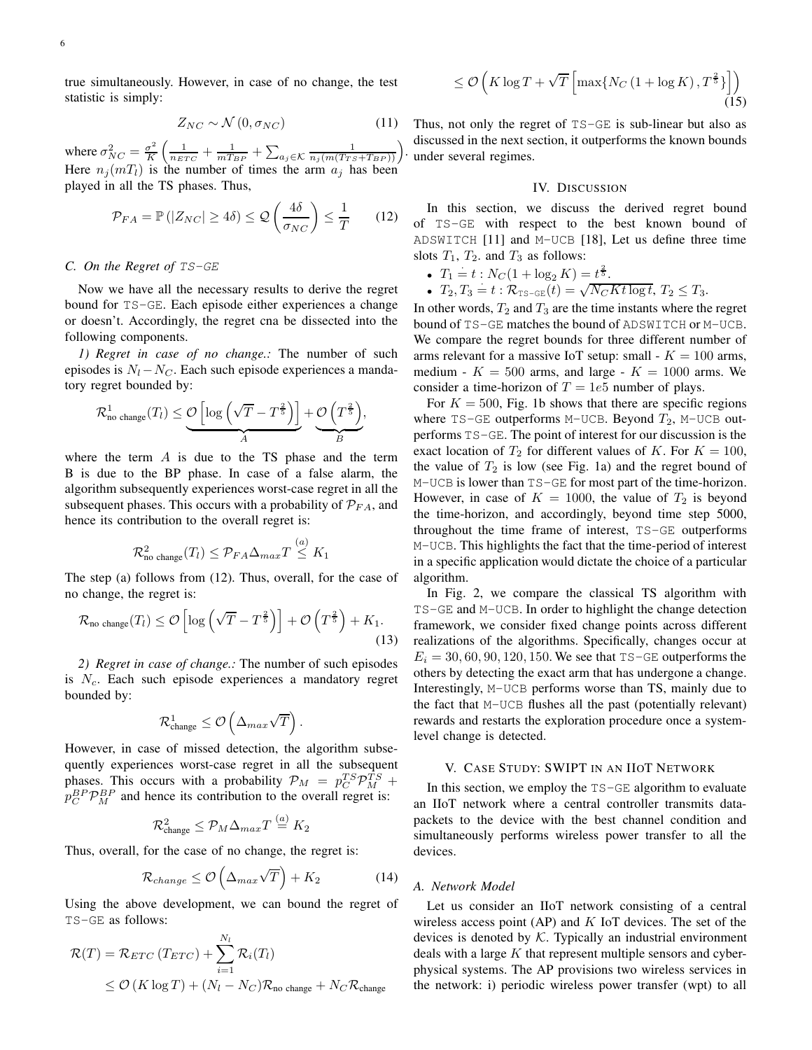true simultaneously. However, in case of no change, the test statistic is simply:

$$Z_{NC} \sim \mathcal{N}\left(0, \sigma_{NC}\right) \tag{11}$$

where $\sigma_{NC}^2 = \frac{\sigma^2}{K}\left(\frac{1}{nETC} + \frac{1}{mT_{BP}} + \sum_{a_j \in \mathcal{K}} \frac{1}{n_j(m(T_{TS}+T_{BP}))}\right)$. Here $n_j(mT_l)$ is the number of times the arm $a_j$ has been played in all the TS phases. Thus,

$$\mathcal{P}_{FA} = \mathbb{P}\left(|Z_{NC}| \geq 4\delta\right) \leq \mathcal{Q}\left(\frac{4\delta}{\sigma_{NC}}\right) \leq \frac{1}{T} \tag{12}$$

### C. On the Regret of TS-GE

Now we have all the necessary results to derive the regret bound for TS-GE. Each episode either experiences a change or doesn't. Accordingly, the regret cna be dissected into the following components.

*1) Regret in case of no change.:* The number of such episodes is $N_l - N_C$. Each such episode experiences a mandatory regret bounded by:

$$\mathcal{R}^1_{\text{no change}}(T_l) \leq \underbrace{\mathcal{O}\left[\log\left(\sqrt{T} - T^{\frac{2}{5}}\right)\right]}_{A} + \underbrace{\mathcal{O}\left(T^{\frac{2}{5}}\right)}_{B},$$

where the term $A$ is due to the TS phase and the term B is due to the BP phase. In case of a false alarm, the algorithm subsequently experiences worst-case regret in all the subsequent phases. This occurs with a probability of $\mathcal{P}_{FA}$, and hence its contribution to the overall regret is:

$$\mathcal{R}^2_{\text{no change}}(T_l) \leq \mathcal{P}_{FA}\Delta_{max}T \overset{(a)}{\leq} K_1$$

The step (a) follows from (12). Thus, overall, for the case of no change, the regret is:

$$\mathcal{R}_{\text{no change}}(T_l) \leq \mathcal{O}\left[\log\left(\sqrt{T} - T^{\frac{2}{5}}\right)\right] + \mathcal{O}\left(T^{\frac{2}{5}}\right) + K_1. \tag{13}$$

*2) Regret in case of change.:* The number of such episodes is $N_c$. Each such episode experiences a mandatory regret bounded by:

$$\mathcal{R}^1_{\text{change}} \leq \mathcal{O}\left(\Delta_{max}\sqrt{T}\right).$$

However, in case of missed detection, the algorithm subsequently experiences worst-case regret in all the subsequent phases. This occurs with a probability $\mathcal{P}_M = p_C^{TS}\mathcal{P}_M^{TS} + p_C^{BP}\mathcal{P}_M^{BP}$ and hence its contribution to the overall regret is:

$$\mathcal{R}^2_{\text{change}} \leq \mathcal{P}_M\Delta_{max}T \overset{(a)}{=} K_2$$

Thus, overall, for the case of no change, the regret is:

$$\mathcal{R}_{change} \leq \mathcal{O}\left(\Delta_{max}\sqrt{T}\right) + K_2 \tag{14}$$

Using the above development, we can bound the regret of TS-GE as follows:

$$\begin{aligned}
\mathcal{R}(T) &= \mathcal{R}_{ETC}\left(T_{ETC}\right) + \sum_{i=1}^{N_l}\mathcal{R}_i(T_l) \\
&\leq \mathcal{O}\left(K\log T\right) + (N_l - N_C)\mathcal{R}_{\text{no change}} + N_C\mathcal{R}_{\text{change}} \\
&\leq \mathcal{O}\left(K\log T + \sqrt{T}\left[\max\{N_C\left(1 + \log K\right), T^{\frac{2}{5}}\}\right]\right)
\end{aligned} \tag{15}$$

Thus, not only the regret of TS-GE is sub-linear but also as discussed in the next section, it outperforms the known bounds under several regimes.

## IV. Discussion

In this section, we discuss the derived regret bound of TS-GE with respect to the best known bound of ADSWITCH [11] and M-UCB [18], Let us define three time slots $T_1$, $T_2$. and $T_3$ as follows:

- $T_1 \doteq t : N_C(1 + \log_2 K) = t^{\frac{2}{5}}$.
- $T_2, T_3 \doteq t : \mathcal{R}_{\text{TS-GE}}(t) = \sqrt{N_C K t \log t}$, $T_2 \leq T_3$.

In other words, $T_2$ and $T_3$ are the time instants where the regret bound of TS-GE matches the bound of ADSWITCH or M-UCB. We compare the regret bounds for three different number of arms relevant for a massive IoT setup: small - $K = 100$ arms, medium - $K = 500$ arms, and large - $K = 1000$ arms. We consider a time-horizon of $T = 1e5$ number of plays.

For $K = 500$, Fig. 1b shows that there are specific regions where TS-GE outperforms M-UCB. Beyond $T_2$, M-UCB outperforms TS-GE. The point of interest for our discussion is the exact location of $T_2$ for different values of $K$. For $K = 100$, the value of $T_2$ is low (see Fig. 1a) and the regret bound of M-UCB is lower than TS-GE for most part of the time-horizon. However, in case of $K = 1000$, the value of $T_2$ is beyond the time-horizon, and accordingly, beyond time step 5000, throughout the time frame of interest, TS-GE outperforms M-UCB. This highlights the fact that the time-period of interest in a specific application would dictate the choice of a particular algorithm.

In Fig. 2, we compare the classical TS algorithm with TS-GE and M-UCB. In order to highlight the change detection framework, we consider fixed change points across different realizations of the algorithms. Specifically, changes occur at $E_i = 30, 60, 90, 120, 150$. We see that TS-GE outperforms the others by detecting the exact arm that has undergone a change. Interestingly, M-UCB performs worse than TS, mainly due to the fact that M-UCB flushes all the past (potentially relevant) rewards and restarts the exploration procedure once a system-level change is detected.

## V. Case Study: SWIPT in an IIoT Network

In this section, we employ the TS-GE algorithm to evaluate an IIoT network where a central controller transmits data-packets to the device with the best channel condition and simultaneously performs wireless power transfer to all the devices.

### A. Network Model

Let us consider an IIoT network consisting of a central wireless access point (AP) and $K$ IoT devices. The set of the devices is denoted by $\mathcal{K}$. Typically an industrial environment deals with a large $K$ that represent multiple sensors and cyber-physical systems. The AP provisions two wireless services in the network: i) periodic wireless power transfer (wpt) to all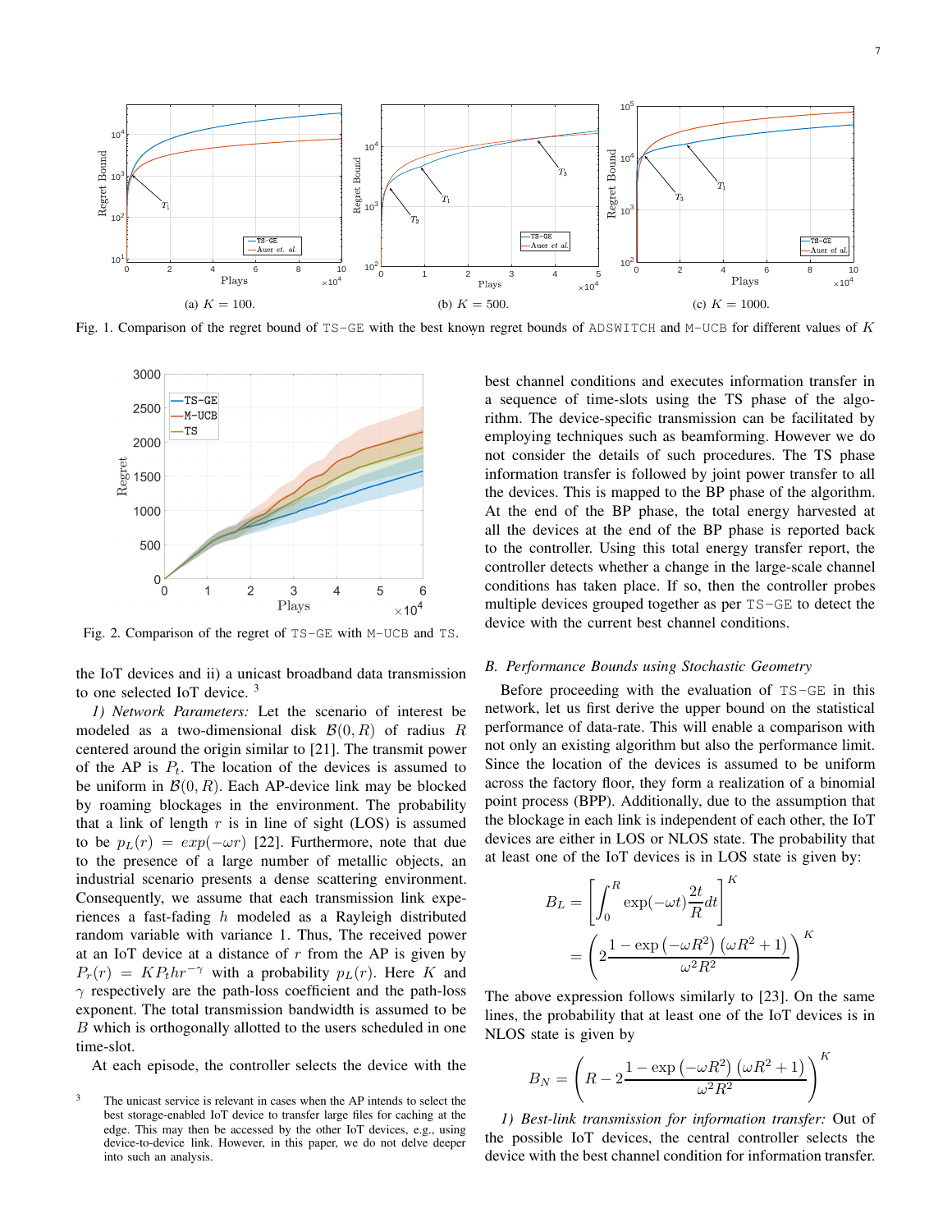Fig. 1. Comparison of the regret bound of TS-GE with the best known regret bounds of ADSWITCH and M-UCB for different values of $K$

(a) $K = 100$. (b) $K = 500$. (c) $K = 1000$.

Fig. 2. Comparison of the regret of TS-GE with M-UCB and TS.

the IoT devices and ii) a unicast broadband data transmission to one selected IoT device. [3]

*1) Network Parameters:* Let the scenario of interest be modeled as a two-dimensional disk $\mathcal{B}(0, R)$ of radius $R$ centered around the origin similar to [21]. The transmit power of the AP is $P_t$. The location of the devices is assumed to be uniform in $\mathcal{B}(0, R)$. Each AP-device link may be blocked by roaming blockages in the environment. The probability that a link of length $r$ is in line of sight (LOS) is assumed to be $p_L(r) = exp(-\omega r)$ [22]. Furthermore, note that due to the presence of a large number of metallic objects, an industrial scenario presents a dense scattering environment. Consequently, we assume that each transmission link experiences a fast-fading $h$ modeled as a Rayleigh distributed random variable with variance 1. Thus, The received power at an IoT device at a distance of $r$ from the AP is given by $P_r(r) = KP_t hr^{-\gamma}$ with a probability $p_L(r)$. Here $K$ and $\gamma$ respectively are the path-loss coefficient and the path-loss exponent. The total transmission bandwidth is assumed to be $B$ which is orthogonally allotted to the users scheduled in one time-slot.

At each episode, the controller selects the device with the best channel conditions and executes information transfer in a sequence of time-slots using the TS phase of the algorithm. The device-specific transmission can be facilitated by employing techniques such as beamforming. However we do not consider the details of such procedures. The TS phase information transfer is followed by joint power transfer to all the devices. This is mapped to the BP phase of the algorithm. At the end of the BP phase, the total energy harvested at all the devices at the end of the BP phase is reported back to the controller. Using this total energy transfer report, the controller detects whether a change in the large-scale channel conditions has taken place. If so, then the controller probes multiple devices grouped together as per TS-GE to detect the device with the current best channel conditions.

### *B. Performance Bounds using Stochastic Geometry*

Before proceeding with the evaluation of TS-GE in this network, let us first derive the upper bound on the statistical performance of data-rate. This will enable a comparison with not only an existing algorithm but also the performance limit. Since the location of the devices is assumed to be uniform across the factory floor, they form a realization of a binomial point process (BPP). Additionally, due to the assumption that the blockage in each link is independent of each other, the IoT devices are either in LOS or NLOS state. The probability that at least one of the IoT devices is in LOS state is given by:

$$B_L = \left[\int_0^R \exp(-\omega t)\frac{2t}{R}dt\right]^K$$
$$= \left(2\frac{1 - \exp\left(-\omega R^2\right)\left(\omega R^2 + 1\right)}{\omega^2 R^2}\right)^K$$

The above expression follows similarly to [23]. On the same lines, the probability that at least one of the IoT devices is in NLOS state is given by

$$B_N = \left(R - 2\frac{1 - \exp\left(-\omega R^2\right)\left(\omega R^2 + 1\right)}{\omega^2 R^2}\right)^K$$

*1) Best-link transmission for information transfer:* Out of the possible IoT devices, the central controller selects the device with the best channel condition for information transfer.

[3] The unicast service is relevant in cases when the AP intends to select the best storage-enabled IoT device to transfer large files for caching at the edge. This may then be accessed by the other IoT devices, e.g., using device-to-device link. However, in this paper, we do not delve deeper into such an analysis.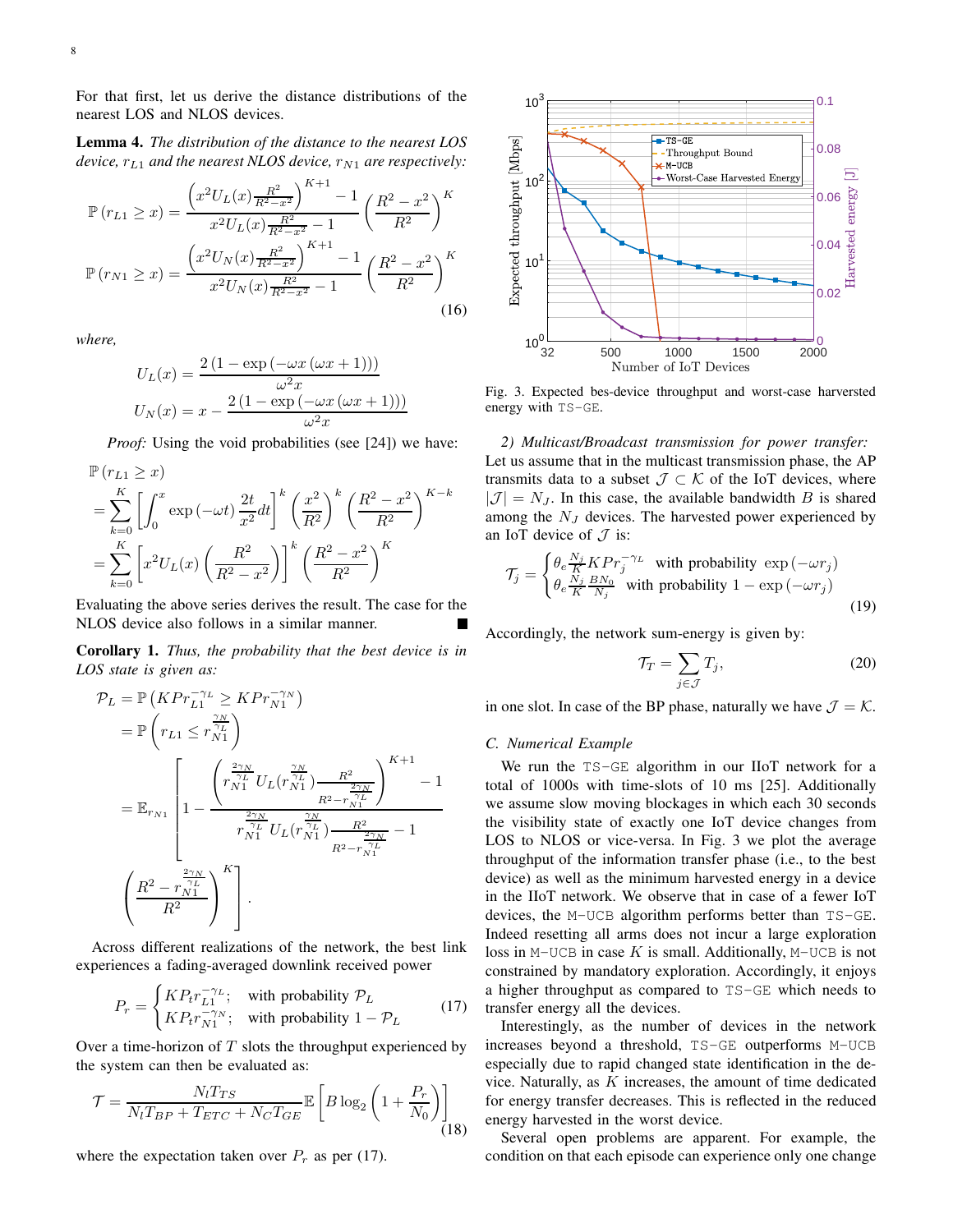For that first, let us derive the distance distributions of the nearest LOS and NLOS devices.

**Lemma 4.** *The distribution of the distance to the nearest LOS device, $r_{L1}$ and the nearest NLOS device, $r_{N1}$ are respectively:*

$$\mathbb{P}\left(r_{L1} \geq x\right) = \frac{\left(x^2 U_L(x) \frac{R^2}{R^2-x^2}\right)^{K+1} - 1}{x^2 U_L(x) \frac{R^2}{R^2-x^2} - 1} \left(\frac{R^2-x^2}{R^2}\right)^K$$
$$\mathbb{P}\left(r_{N1} \geq x\right) = \frac{\left(x^2 U_N(x) \frac{R^2}{R^2-x^2}\right)^{K+1} - 1}{x^2 U_N(x) \frac{R^2}{R^2-x^2} - 1} \left(\frac{R^2-x^2}{R^2}\right)^K \tag{16}$$

*where,*

$$U_L(x) = \frac{2\left(1-\exp\left(-\omega x\left(\omega x+1\right)\right)\right)}{\omega^2 x}$$
$$U_N(x) = x - \frac{2\left(1-\exp\left(-\omega x\left(\omega x+1\right)\right)\right)}{\omega^2 x}$$

*Proof:* Using the void probabilities (see [24]) we have:

$$\begin{aligned}
&\mathbb{P}\left(r_{L1} \geq x\right) \\
&= \sum_{k=0}^{K} \left[\int_0^x \exp\left(-\omega t\right) \frac{2t}{x^2} dt\right]^k \left(\frac{x^2}{R^2}\right)^k \left(\frac{R^2-x^2}{R^2}\right)^{K-k} \\
&= \sum_{k=0}^{K} \left[x^2 U_L(x) \left(\frac{R^2}{R^2-x^2}\right)\right]^k \left(\frac{R^2-x^2}{R^2}\right)^K
\end{aligned}$$

Evaluating the above series derives the result. The case for the NLOS device also follows in a similar manner. ∎

**Corollary 1.** *Thus, the probability that the best device is in LOS state is given as:*

$$\begin{aligned}
\mathcal{P}_L &= \mathbb{P}\left(KPr_{L1}^{-\gamma_L} \geq KPr_{N1}^{-\gamma_N}\right) \\
&= \mathbb{P}\left(r_{L1} \leq r_{N1}^{\frac{\gamma_N}{\gamma_L}}\right) \\
&= \mathbb{E}_{r_{N1}}\left[1 - \frac{\left(r_{N1}^{\frac{2\gamma_N}{\gamma_L}} U_L(r_{N1}^{\frac{\gamma_N}{\gamma_L}}) \frac{R^2}{R^2 - r_{N1}^{\frac{2\gamma_N}{\gamma_L}}}\right)^{K+1} - 1}{r_{N1}^{\frac{2\gamma_N}{\gamma_L}} U_L(r_{N1}^{\frac{\gamma_N}{\gamma_L}}) \frac{R^2}{R^2 - r_{N1}^{\frac{2\gamma_N}{\gamma_L}}} - 1}\right. \\
&\quad \left.\left(\frac{R^2 - r_{N1}^{\frac{2\gamma_N}{\gamma_L}}}{R^2}\right)^K\right].
\end{aligned}$$

Across different realizations of the network, the best link experiences a fading-averaged downlink received power

$$P_r = \begin{cases} KP_t r_{L1}^{-\gamma_L}; & \text{with probability } \mathcal{P}_L \\ KP_t r_{N1}^{-\gamma_N}; & \text{with probability } 1 - \mathcal{P}_L \end{cases} \tag{17}$$

Over a time-horizon of $T$ slots the throughput experienced by the system can then be evaluated as:

$$\mathcal{T} = \frac{N_l T_{TS}}{N_l T_{BP} + T_{ETC} + N_C T_{GE}} \mathbb{E}\left[B \log_2\left(1 + \frac{P_r}{N_0}\right)\right] \tag{18}$$

where the expectation taken over $P_r$ as per (17).

Fig. 3. Expected bes-device throughput and worst-case harversted energy with TS-GE.

*2) Multicast/Broadcast transmission for power transfer:* Let us assume that in the multicast transmission phase, the AP transmits data to a subset $\mathcal{J} \subset \mathcal{K}$ of the IoT devices, where $|\mathcal{J}| = N_J$. In this case, the available bandwidth $B$ is shared among the $N_J$ devices. The harvested power experienced by an IoT device of $\mathcal{J}$ is:

$$\mathcal{T}_j = \begin{cases} \theta_e \frac{N_j}{K} KPr_j^{-\gamma_L} & \text{with probability } \exp\left(-\omega r_j\right) \\ \theta_e \frac{N_j}{K} \frac{BN_0}{N_j} & \text{with probability } 1 - \exp\left(-\omega r_j\right) \end{cases} \tag{19}$$

Accordingly, the network sum-energy is given by:

$$\mathcal{T}_T = \sum_{j \in \mathcal{J}} T_j, \tag{20}$$

in one slot. In case of the BP phase, naturally we have $\mathcal{J} = \mathcal{K}$.

### C. Numerical Example

We run the TS-GE algorithm in our IIoT network for a total of 1000s with time-slots of 10 ms [25]. Additionally we assume slow moving blockages in which each 30 seconds the visibility state of exactly one IoT device changes from LOS to NLOS or vice-versa. In Fig. 3 we plot the average throughput of the information transfer phase (i.e., to the best device) as well as the minimum harvested energy in a device in the IIoT network. We observe that in case of a fewer IoT devices, the M-UCB algorithm performs better than TS-GE. Indeed resetting all arms does not incur a large exploration loss in M-UCB in case $K$ is small. Additionally, M-UCB is not constrained by mandatory exploration. Accordingly, it enjoys a higher throughput as compared to TS-GE which needs to transfer energy all the devices.

Interestingly, as the number of devices in the network increases beyond a threshold, TS-GE outperforms M-UCB especially due to rapid changed state identification in the device. Naturally, as $K$ increases, the amount of time dedicated for energy transfer decreases. This is reflected in the reduced energy harvested in the worst device.

Several open problems are apparent. For example, the condition on that each episode can experience only one change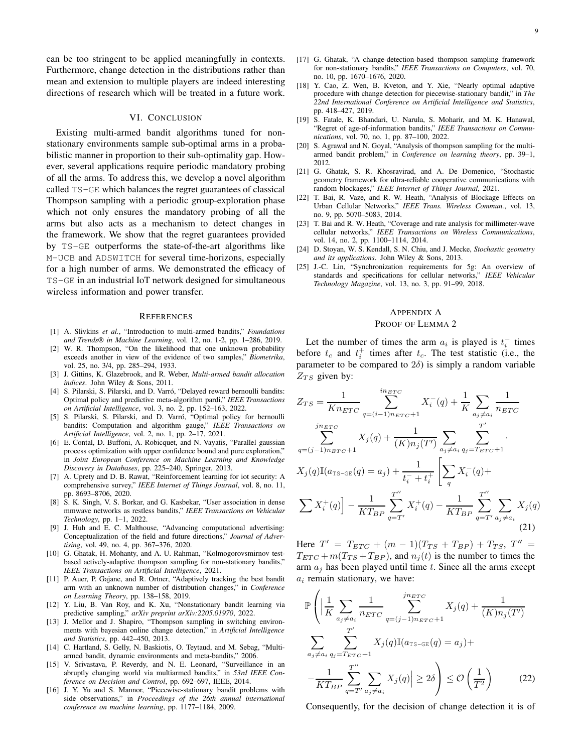can be too stringent to be applied meaningfully in contexts. Furthermore, change detection in the distributions rather than mean and extension to multiple players are indeed interesting directions of research which will be treated in a future work.

## VI. Conclusion

Existing multi-armed bandit algorithms tuned for non-stationary environments sample sub-optimal arms in a probabilistic manner in proportion to their sub-optimality gap. However, several applications require periodic mandatory probing of all the arms. To address this, we develop a novel algorithm called TS-GE which balances the regret guarantees of classical Thompson sampling with a periodic group-exploration phase which not only ensures the mandatory probing of all the arms but also acts as a mechanism to detect changes in the framework. We show that the regret guarantees provided by TS-GE outperforms the state-of-the-art algorithms like M-UCB and ADSWITCH for several time-horizons, especially for a high number of arms. We demonstrated the efficacy of TS-GE in an industrial IoT network designed for simultaneous wireless information and power transfer.

## References

[1] A. Slivkins *et al.*, "Introduction to multi-armed bandits," *Foundations and Trends® in Machine Learning*, vol. 12, no. 1-2, pp. 1–286, 2019.

[2] W. R. Thompson, "On the likelihood that one unknown probability exceeds another in view of the evidence of two samples," *Biometrika*, vol. 25, no. 3/4, pp. 285–294, 1933.

[3] J. Gittins, K. Glazebrook, and R. Weber, *Multi-armed bandit allocation indices*. John Wiley & Sons, 2011.

[4] S. Pilarski, S. Pilarski, and D. Varró, "Delayed reward bernoulli bandits: Optimal policy and predictive meta-algorithm pardi," *IEEE Transactions on Artificial Intelligence*, vol. 3, no. 2, pp. 152–163, 2022.

[5] S. Pilarski, S. Pilarski, and D. Varró, "Optimal policy for bernoulli bandits: Computation and algorithm gauge," *IEEE Transactions on Artificial Intelligence*, vol. 2, no. 1, pp. 2–17, 2021.

[6] E. Contal, D. Buffoni, A. Robicquet, and N. Vayatis, "Parallel gaussian process optimization with upper confidence bound and pure exploration," in *Joint European Conference on Machine Learning and Knowledge Discovery in Databases*, pp. 225–240, Springer, 2013.

[7] A. Uprety and D. B. Rawat, "Reinforcement learning for iot security: A comprehensive survey," *IEEE Internet of Things Journal*, vol. 8, no. 11, pp. 8693–8706, 2020.

[8] S. K. Singh, V. S. Borkar, and G. Kasbekar, "User association in dense mmwave networks as restless bandits," *IEEE Transactions on Vehicular Technology*, pp. 1–1, 2022.

[9] J. Huh and E. C. Malthouse, "Advancing computational advertising: Conceptualization of the field and future directions," *Journal of Advertising*, vol. 49, no. 4, pp. 367–376, 2020.

[10] G. Ghatak, H. Mohanty, and A. U. Rahman, "Kolmogorovsmirnov test-based actively-adaptive thompson sampling for non-stationary bandits," *IEEE Transactions on Artificial Intelligence*, 2021.

[11] P. Auer, P. Gajane, and R. Ortner, "Adaptively tracking the best bandit arm with an unknown number of distribution changes," in *Conference on Learning Theory*, pp. 138–158, 2019.

[12] Y. Liu, B. Van Roy, and K. Xu, "Nonstationary bandit learning via predictive sampling," *arXiv preprint arXiv:2205.01970*, 2022.

[13] J. Mellor and J. Shapiro, "Thompson sampling in switching environments with bayesian online change detection," in *Artificial Intelligence and Statistics*, pp. 442–450, 2013.

[14] C. Hartland, S. Gelly, N. Baskiotis, O. Teytaud, and M. Sebag, "Multi-armed bandit, dynamic environments and meta-bandits," 2006.

[15] V. Srivastava, P. Reverdy, and N. E. Leonard, "Surveillance in an abruptly changing world via multiarmed bandits," in *53rd IEEE Conference on Decision and Control*, pp. 692–697, IEEE, 2014.

[16] J. Y. Yu and S. Mannor, "Piecewise-stationary bandit problems with side observations," in *Proceedings of the 26th annual international conference on machine learning*, pp. 1177–1184, 2009.

[17] G. Ghatak, "A change-detection-based thompson sampling framework for non-stationary bandits," *IEEE Transactions on Computers*, vol. 70, no. 10, pp. 1670–1676, 2020.

[18] Y. Cao, Z. Wen, B. Kveton, and Y. Xie, "Nearly optimal adaptive procedure with change detection for piecewise-stationary bandit," in *The 22nd International Conference on Artificial Intelligence and Statistics*, pp. 418–427, 2019.

[19] S. Fatale, K. Bhandari, U. Narula, S. Moharir, and M. K. Hanawal, "Regret of age-of-information bandits," *IEEE Transactions on Communications*, vol. 70, no. 1, pp. 87–100, 2022.

[20] S. Agrawal and N. Goyal, "Analysis of thompson sampling for the multi-armed bandit problem," in *Conference on learning theory*, pp. 39–1, 2012.

[21] G. Ghatak, S. R. Khosravirad, and A. De Domenico, "Stochastic geometry framework for ultra-reliable cooperative communications with random blockages," *IEEE Internet of Things Journal*, 2021.

[22] T. Bai, R. Vaze, and R. W. Heath, "Analysis of Blockage Effects on Urban Cellular Networks," *IEEE Trans. Wireless Commun.*, vol. 13, no. 9, pp. 5070–5083, 2014.

[23] T. Bai and R. W. Heath, "Coverage and rate analysis for millimeter-wave cellular networks," *IEEE Transactions on Wireless Communications*, vol. 14, no. 2, pp. 1100–1114, 2014.

[24] D. Stoyan, W. S. Kendall, S. N. Chiu, and J. Mecke, *Stochastic geometry and its applications*. John Wiley & Sons, 2013.

[25] J.-C. Lin, "Synchronization requirements for 5g: An overview of standards and specifications for cellular networks," *IEEE Vehicular Technology Magazine*, vol. 13, no. 3, pp. 91–99, 2018.

## Appendix A
## Proof of Lemma 2

Let the number of times the arm $a_i$ is played is $t_i^-$ times before $t_c$ and $t_i^+$ times after $t_c$. The test statistic (i.e., the parameter to be compared to $2\delta$) is simply a random variable $Z_{TS}$ given by:

$$
\begin{aligned}
Z_{TS} = &\frac{1}{Kn_{ETC}} \sum_{q=(i-1)n_{ETC}+1}^{in_{ETC}} X_i^-(q) + \frac{1}{K}\sum_{a_j\neq a_i}\frac{1}{n_{ETC}} \\
&\sum_{q=(j-1)n_{ETC}+1}^{jn_{ETC}} X_j(q) + \frac{1}{(K)n_j(T')}\sum_{a_j\neq a_i}\sum_{q_j=T_{ETC}+1}^{T'} . \\
&X_j(q)\mathbb{I}(a_{\texttt{TS-GE}}(q)=a_j) + \frac{1}{t_i^-+t_i^+}\Bigg[\sum_q X_i^-(q) + \\
&\sum X_i^+(q)\Bigg] - \frac{1}{KT_{BP}}\sum_{q=T'}^{T''} X_i^+(q) - \frac{1}{KT_{BP}}\sum_{q=T'}^{T''}\sum_{a_j\neq a_i} X_j(q)
\end{aligned} \tag{21}
$$

Here $T' = T_{ETC} + (m-1)(T_{TS}+T_{BP}) + T_{TS}$, $T'' = T_{ETC} + m(T_{TS}+T_{BP})$, and $n_j(t)$ is the number to times the arm $a_j$ has been played until time $t$. Since all the arms except $a_i$ remain stationary, we have:

$$
\begin{aligned}
\mathbb{P}\Bigg(\Big|&\frac{1}{K}\sum_{a_j\neq a_i}\frac{1}{n_{ETC}}\sum_{q=(j-1)n_{ETC}+1}^{jn_{ETC}} X_j(q) + \frac{1}{(K)n_j(T')} \\
&\sum_{a_j\neq a_i}\sum_{q_j=T_{ETC}+1}^{T'} X_j(q)\mathbb{I}(a_{\texttt{TS-GE}}(q)=a_j) + \\
&-\frac{1}{KT_{BP}}\sum_{q=T'}^{T''}\sum_{a_j\neq a_i} X_j(q)\Big| \geq 2\delta\Bigg) \leq \mathcal{O}\left(\frac{1}{T^2}\right)
\end{aligned} \tag{22}
$$

Consequently, for the decision of change detection it is of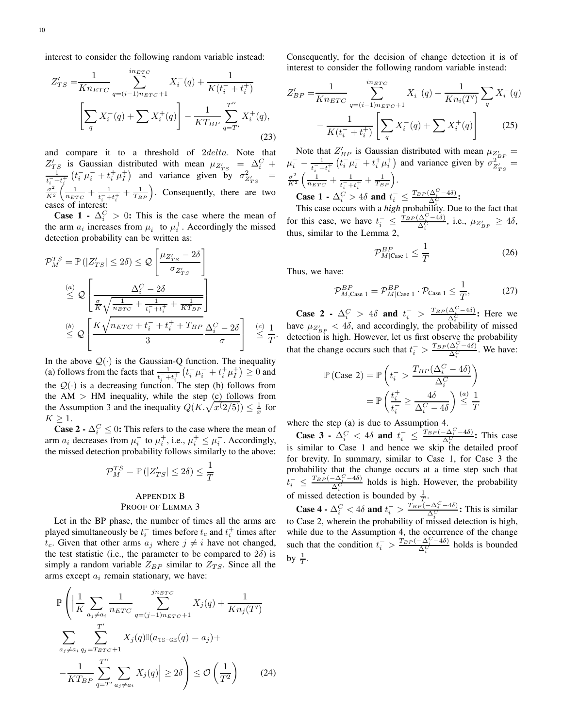interest to consider the following random variable instead:

$$Z'_{TS} = \frac{1}{Kn_{ETC}} \sum_{q=(i-1)n_{ETC}+1}^{in_{ETC}} X_i^-(q) + \frac{1}{K(t_i^- + t_i^+)} \left[ \sum_q X_i^-(q) + \sum X_i^+(q) \right] - \frac{1}{KT_{BP}} \sum_{q=T'}^{T''} X_i^+(q), \tag{23}$$

and compare it to a threshold of $2delta$. Note that $Z'_{TS}$ is Gaussian distributed with mean $\mu_{Z'_{TS}} = \Delta_i^C + \frac{1}{t_i^- + t_i^+}\left(t_i^- \mu_i^- + t_i^+ \mu_I^+\right)$ and variance given by $\sigma^2_{Z'_{TS}} = \frac{\sigma^2}{K^2}\left(\frac{1}{n_{ETC}} + \frac{1}{t_i^- + t_i^+} + \frac{1}{T_{BP}}\right)$. Consequently, there are two cases of interest:

**Case 1 -** $\Delta_i^C > 0$**:** This is the case where the mean of the arm $a_i$ increases from $\mu_i^-$ to $\mu_i^+$. Accordingly the missed detection probability can be written as:

$$\begin{aligned}
\mathcal{P}_M^{TS} &= \mathbb{P}\left(|Z'_{TS}| \le 2\delta\right) \le \mathcal{Q}\left[\frac{\mu_{Z'_{TS}} - 2\delta}{\sigma_{Z'_{TS}}}\right] \\
&\overset{(a)}{\le} \mathcal{Q}\left[\frac{\Delta_i^C - 2\delta}{\frac{\sigma}{K}\sqrt{\frac{1}{n_{ETC}} + \frac{1}{t_i^- + t_i^+} + \frac{1}{KT_{BP}}}}\right] \\
&\overset{(b)}{\le} \mathcal{Q}\left[\frac{K\sqrt{n_{ETC} + t_i^- + t_i^+ + T_{BP}}}{3} \frac{\Delta_i^C - 2\delta}{\sigma}\right] \overset{(c)}{\le} \frac{1}{T}.
\end{aligned}$$

In the above $\mathcal{Q}(\cdot)$ is the Gaussian-Q function. The inequality (a) follows from the facts that $\frac{1}{t_i^- + t_i^+}\left(t_i^- \mu_i^- + t_i^+ \mu_I^+\right) \ge 0$ and the $\mathcal{Q}(\cdot)$ is a decreasing function. The step (b) follows from the AM > HM inequality, while the step (c) follows from the Assumption 3 and the inequality $Q(K.\sqrt{x(2/5)}) \le \frac{1}{x}$ for $K \ge 1$.

**Case 2 -** $\Delta_i^C \le 0$**:** This refers to the case where the mean of arm $a_i$ decreases from $\mu_i^-$ to $\mu_i^+$, i.e., $\mu_i^+ \le \mu_i^-$. Accordingly, the missed detection probability follows similarly to the above:

$$\mathcal{P}_M^{TS} = \mathbb{P}\left(|Z'_{TS}| \le 2\delta\right) \le \frac{1}{T}$$

## Appendix B
## Proof of Lemma 3

Let in the BP phase, the number of times all the arms are played simultaneously be $t_i^-$ times before $t_c$ and $t_i^+$ times after $t_c$. Given that other arms $a_j$ where $j \ne i$ have not changed, the test statistic (i.e., the parameter to be compared to $2\delta$) is simply a random variable $Z_{BP}$ similar to $Z_{TS}$. Since all the arms except $a_i$ remain stationary, we have:

$$\mathbb{P}\left( \Big| \frac{1}{K} \sum_{a_j \ne a_i} \frac{1}{n_{ETC}} \sum_{q=(j-1)n_{ETC}+1}^{jn_{ETC}} X_j(q) + \frac{1}{Kn_j(T')} \sum_{a_j \ne a_i} \sum_{q_j = T_{ETC}+1}^{T'} X_j(q)\mathbb{I}(a_{\texttt{TS-GE}}(q) = a_j) + -\frac{1}{KT_{BP}} \sum_{q=T'}^{T''} \sum_{a_j \ne a_i} X_j(q) \Big| \ge 2\delta \right) \le \mathcal{O}\left(\frac{1}{T^2}\right) \tag{24}$$

Consequently, for the decision of change detection it is of interest to consider the following random variable instead:

$$Z'_{BP} = \frac{1}{Kn_{ETC}} \sum_{q=(i-1)n_{ETC}+1}^{in_{ETC}} X_i^-(q) + \frac{1}{Kn_i(T')} \sum_q X_i^-(q) - \frac{1}{K(t_i^- + t_i^+)} \left[ \sum_q X_i^-(q) + \sum X_i^+(q) \right] \tag{25}$$

Note that $Z'_{BP}$ is Gaussian distributed with mean $\mu_{Z'_{BP}} = \mu_i^- - \frac{1}{t_i^- + t_i^+}\left(t_i^- \mu_i^- + t_i^+ \mu_i^+\right)$ and variance given by $\sigma^2_{Z'_{TS}} = \frac{\sigma^2}{K^2}\left(\frac{1}{n_{ETC}} + \frac{1}{t_i^- + t_i^+} + \frac{1}{T_{BP}}\right)$.

**Case 1 -** $\Delta_i^C > 4\delta$ **and** $t_i^- \le \frac{T_{BP}(\Delta_i^C - 4\delta)}{\Delta_i^C}$**:**

This case occurs with a *high* probability. Due to the fact that for this case, we have $t_i^- \le \frac{T_{BP}(\Delta_i^C - 4\delta)}{\Delta_i^C}$, i.e., $\mu_{Z'_{BP}} \ge 4\delta$, thus, similar to the Lemma 2,

$$\mathcal{P}^{BP}_{M|\text{Case 1}} \le \frac{1}{T} \tag{26}$$

Thus, we have:

$$\mathcal{P}^{BP}_{M,\text{Case 1}} = \mathcal{P}^{BP}_{M|\text{Case 1}} \cdot \mathcal{P}_{\text{Case 1}} \le \frac{1}{T}, \tag{27}$$

**Case 2 -** $\Delta_i^C > 4\delta$ **and** $t_i^- > \frac{T_{BP}(\Delta_i^C - 4\delta)}{\Delta_i^C}$**:** Here we have $\mu_{Z'_{BP}} < 4\delta$, and accordingly, the probability of missed detection is high. However, let us first observe the probability that the change occurs such that $t_i^- > \frac{T_{BP}(\Delta_i^C - 4\delta)}{\Delta_i^C}$. We have:

$$\begin{aligned}
\mathbb{P}\left(\text{Case 2}\right) &= \mathbb{P}\left(t_i^- > \frac{T_{BP}(\Delta_i^C - 4\delta)}{\Delta_i^C}\right) \\
&= \mathbb{P}\left(\frac{t_i^+}{t_i^-} \ge \frac{4\delta}{\Delta_i^C - 4\delta}\right) \overset{(a)}{\le} \frac{1}{T}
\end{aligned}$$

where the step (a) is due to Assumption 4.

**Case 3 -** $\Delta_i^C < 4\delta$ **and** $t_i^- \le \frac{T_{BP}(-\Delta_i^C - 4\delta)}{\Delta_i^C}$**:** This case is similar to Case 1 and hence we skip the detailed proof for brevity. In summary, similar to Case 1, for Case 3 the probability that the change occurs at a time step such that $t_i^- \le \frac{T_{BP}(-\Delta_i^C - 4\delta)}{\Delta_i^C}$ holds is high. However, the probability of missed detection is bounded by $\frac{1}{T}$.

**Case 4 -** $\Delta_i^C < 4\delta$ **and** $t_i^- > \frac{T_{BP}(-\Delta_i^C - 4\delta)}{\Delta_i^C}$**:** This is similar to Case 2, wherein the probability of missed detection is high, while due to the Assumption 4, the occurrence of the change such that the condition $t_i^- > \frac{T_{BP}(-\Delta_i^C - 4\delta)}{\Delta_i^C}$ holds is bounded by $\frac{1}{T}$.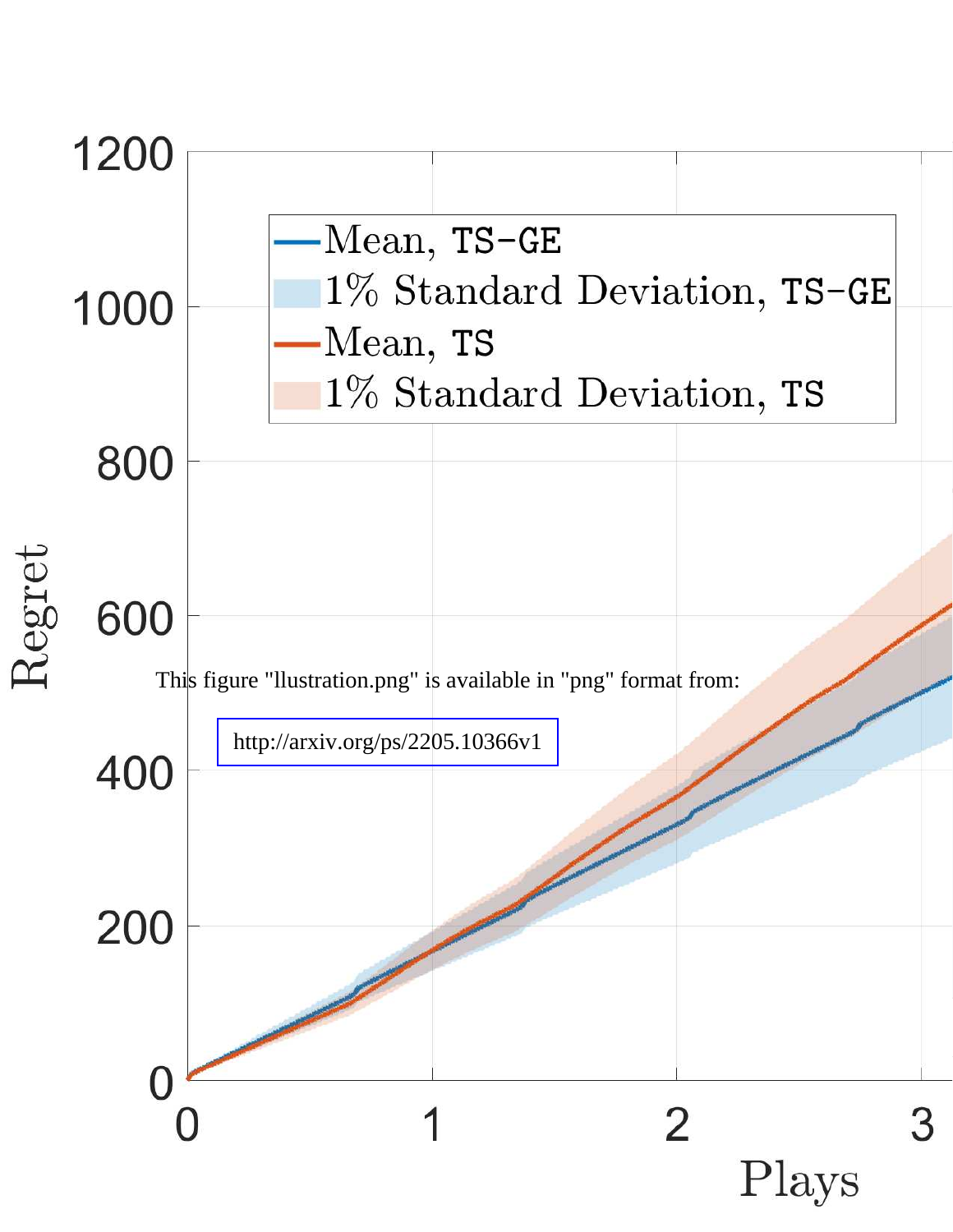1200

1000

800

600

400

200

0

Regret

Mean, TS-GE

1% Standard Deviation, TS-GE

Mean, TS

1% Standard Deviation, TS

0

1

2

3

Plays

This figure "llustration.png" is available in "png" format from:

http://arxiv.org/ps/2205.10366v1